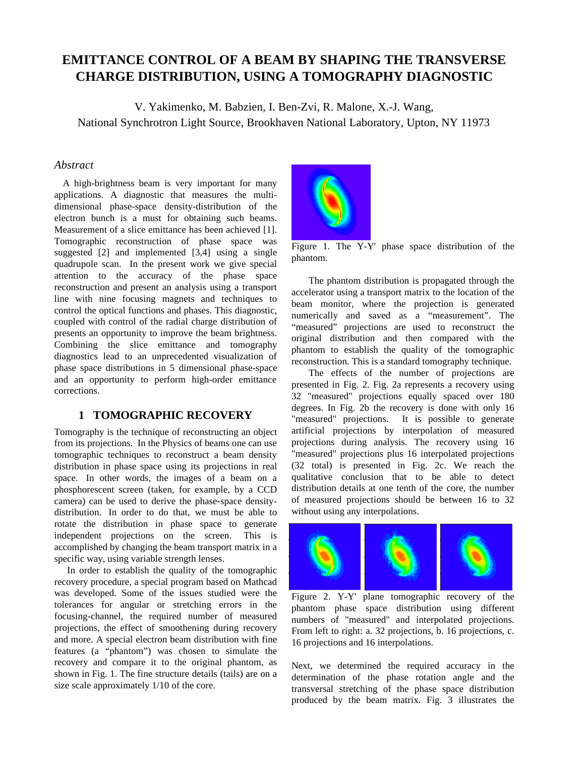# EMITTANCE CONTROL OF A BEAM BY SHAPING THE TRANSVERSE CHARGE DISTRIBUTION, USING A TOMOGRAPHY DIAGNOSTIC

V. Yakimenko, M. Babzien, I. Ben-Zvi, R. Malone, X.-J. Wang,
National Synchrotron Light Source, Brookhaven National Laboratory, Upton, NY 11973

## *Abstract*

A high-brightness beam is very important for many applications. A diagnostic that measures the multi-dimensional phase-space density-distribution of the electron bunch is a must for obtaining such beams. Measurement of a slice emittance has been achieved [1]. Tomographic reconstruction of phase space was suggested [2] and implemented [3,4] using a single quadrupole scan. In the present work we give special attention to the accuracy of the phase space reconstruction and present an analysis using a transport line with nine focusing magnets and techniques to control the optical functions and phases. This diagnostic, coupled with control of the radial charge distribution of presents an opportunity to improve the beam brightness. Combining the slice emittance and tomography diagnostics lead to an unprecedented visualization of phase space distributions in 5 dimensional phase-space and an opportunity to perform high-order emittance corrections.

## 1 TOMOGRAPHIC RECOVERY

Tomography is the technique of reconstructing an object from its projections. In the Physics of beams one can use tomographic techniques to reconstruct a beam density distribution in phase space using its projections in real space. In other words, the images of a beam on a phosphorescent screen (taken, for example, by a CCD camera) can be used to derive the phase-space density-distribution. In order to do that, we must be able to rotate the distribution in phase space to generate independent projections on the screen. This is accomplished by changing the beam transport matrix in a specific way, using variable strength lenses.

In order to establish the quality of the tomographic recovery procedure, a special program based on Mathcad was developed. Some of the issues studied were the tolerances for angular or stretching errors in the focusing-channel, the required number of measured projections, the effect of smoothening during recovery and more. A special electron beam distribution with fine features (a "phantom") was chosen to simulate the recovery and compare it to the original phantom, as shown in Fig. 1. The fine structure details (tails) are on a size scale approximately 1/10 of the core.

Figure 1. The Y-Y' phase space distribution of the phantom.

The phantom distribution is propagated through the accelerator using a transport matrix to the location of the beam monitor, where the projection is generated numerically and saved as a "measurement". The "measured" projections are used to reconstruct the original distribution and then compared with the phantom to establish the quality of the tomographic reconstruction. This is a standard tomography technique.

The effects of the number of projections are presented in Fig. 2. Fig. 2a represents a recovery using 32 "measured" projections equally spaced over 180 degrees. In Fig. 2b the recovery is done with only 16 "measured" projections. It is possible to generate artificial projections by interpolation of measured projections during analysis. The recovery using 16 "measured" projections plus 16 interpolated projections (32 total) is presented in Fig. 2c. We reach the qualitative conclusion that to be able to detect distribution details at one tenth of the core, the number of measured projections should be between 16 to 32 without using any interpolations.

Figure 2. Y-Y' plane tomographic recovery of the phantom phase space distribution using different numbers of "measured" and interpolated projections. From left to right: a. 32 projections, b. 16 projections, c. 16 projections and 16 interpolations.

Next, we determined the required accuracy in the determination of the phase rotation angle and the transversal stretching of the phase space distribution produced by the beam matrix. Fig. 3 illustrates the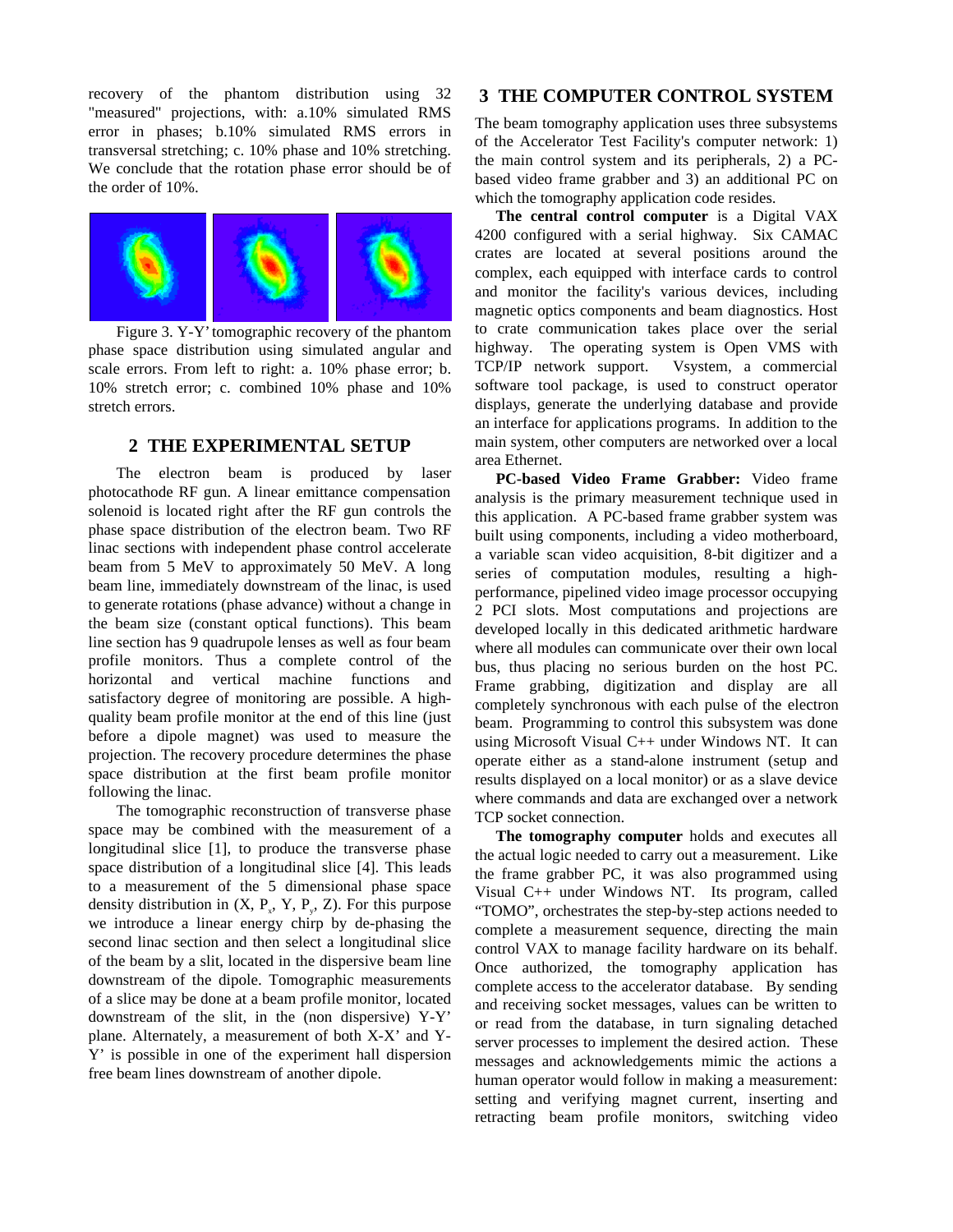recovery of the phantom distribution using 32 "measured" projections, with: a.10% simulated RMS error in phases; b.10% simulated RMS errors in transversal stretching; c. 10% phase and 10% stretching. We conclude that the rotation phase error should be of the order of 10%.

Figure 3. Y-Y' tomographic recovery of the phantom phase space distribution using simulated angular and scale errors. From left to right: a. 10% phase error; b. 10% stretch error; c. combined 10% phase and 10% stretch errors.

## 2 THE EXPERIMENTAL SETUP

The electron beam is produced by laser photocathode RF gun. A linear emittance compensation solenoid is located right after the RF gun controls the phase space distribution of the electron beam. Two RF linac sections with independent phase control accelerate beam from 5 MeV to approximately 50 MeV. A long beam line, immediately downstream of the linac, is used to generate rotations (phase advance) without a change in the beam size (constant optical functions). This beam line section has 9 quadrupole lenses as well as four beam profile monitors. Thus a complete control of the horizontal and vertical machine functions and satisfactory degree of monitoring are possible. A high-quality beam profile monitor at the end of this line (just before a dipole magnet) was used to measure the projection. The recovery procedure determines the phase space distribution at the first beam profile monitor following the linac.

The tomographic reconstruction of transverse phase space may be combined with the measurement of a longitudinal slice [1], to produce the transverse phase space distribution of a longitudinal slice [4]. This leads to a measurement of the 5 dimensional phase space density distribution in (X, $P_x$, Y, $P_y$, Z). For this purpose we introduce a linear energy chirp by de-phasing the second linac section and then select a longitudinal slice of the beam by a slit, located in the dispersive beam line downstream of the dipole. Tomographic measurements of a slice may be done at a beam profile monitor, located downstream of the slit, in the (non dispersive) Y-Y' plane. Alternately, a measurement of both X-X' and Y-Y' is possible in one of the experiment hall dispersion free beam lines downstream of another dipole.

## 3 THE COMPUTER CONTROL SYSTEM

The beam tomography application uses three subsystems of the Accelerator Test Facility's computer network: 1) the main control system and its peripherals, 2) a PC-based video frame grabber and 3) an additional PC on which the tomography application code resides.

**The central control computer** is a Digital VAX 4200 configured with a serial highway. Six CAMAC crates are located at several positions around the complex, each equipped with interface cards to control and monitor the facility's various devices, including magnetic optics components and beam diagnostics. Host to crate communication takes place over the serial highway. The operating system is Open VMS with TCP/IP network support. Vsystem, a commercial software tool package, is used to construct operator displays, generate the underlying database and provide an interface for applications programs. In addition to the main system, other computers are networked over a local area Ethernet.

**PC-based Video Frame Grabber:** Video frame analysis is the primary measurement technique used in this application. A PC-based frame grabber system was built using components, including a video motherboard, a variable scan video acquisition, 8-bit digitizer and a series of computation modules, resulting a high-performance, pipelined video image processor occupying 2 PCI slots. Most computations and projections are developed locally in this dedicated arithmetic hardware where all modules can communicate over their own local bus, thus placing no serious burden on the host PC. Frame grabbing, digitization and display are all completely synchronous with each pulse of the electron beam. Programming to control this subsystem was done using Microsoft Visual C++ under Windows NT. It can operate either as a stand-alone instrument (setup and results displayed on a local monitor) or as a slave device where commands and data are exchanged over a network TCP socket connection.

**The tomography computer** holds and executes all the actual logic needed to carry out a measurement. Like the frame grabber PC, it was also programmed using Visual C++ under Windows NT. Its program, called "TOMO", orchestrates the step-by-step actions needed to complete a measurement sequence, directing the main control VAX to manage facility hardware on its behalf. Once authorized, the tomography application has complete access to the accelerator database. By sending and receiving socket messages, values can be written to or read from the database, in turn signaling detached server processes to implement the desired action. These messages and acknowledgements mimic the actions a human operator would follow in making a measurement: setting and verifying magnet current, inserting and retracting beam profile monitors, switching video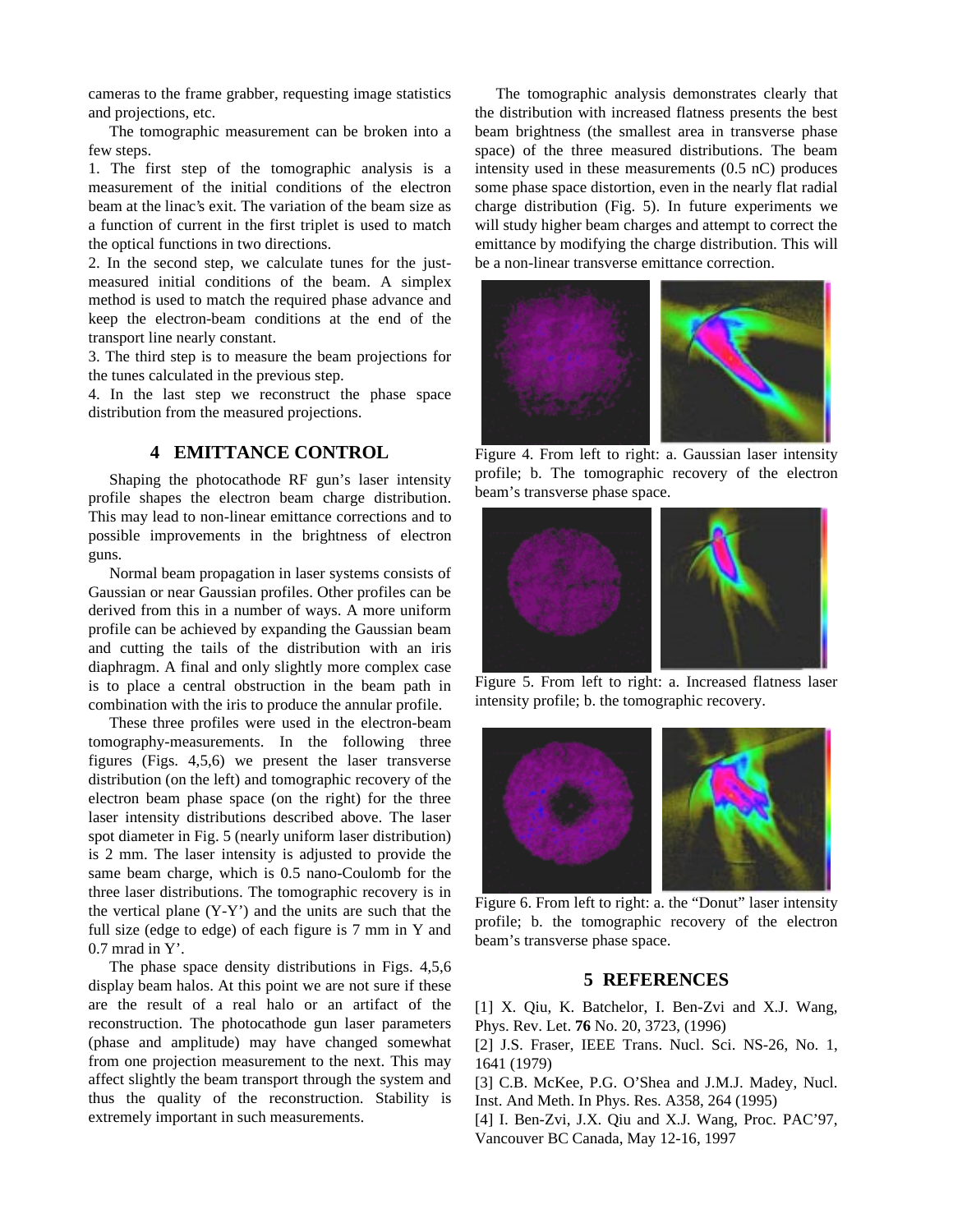cameras to the frame grabber, requesting image statistics and projections, etc.

The tomographic measurement can be broken into a few steps.

1. The first step of the tomographic analysis is a measurement of the initial conditions of the electron beam at the linac's exit. The variation of the beam size as a function of current in the first triplet is used to match the optical functions in two directions.
2. In the second step, we calculate tunes for the just-measured initial conditions of the beam. A simplex method is used to match the required phase advance and keep the electron-beam conditions at the end of the transport line nearly constant.
3. The third step is to measure the beam projections for the tunes calculated in the previous step.
4. In the last step we reconstruct the phase space distribution from the measured projections.

## 4 EMITTANCE CONTROL

Shaping the photocathode RF gun's laser intensity profile shapes the electron beam charge distribution. This may lead to non-linear emittance corrections and to possible improvements in the brightness of electron guns.

Normal beam propagation in laser systems consists of Gaussian or near Gaussian profiles. Other profiles can be derived from this in a number of ways. A more uniform profile can be achieved by expanding the Gaussian beam and cutting the tails of the distribution with an iris diaphragm. A final and only slightly more complex case is to place a central obstruction in the beam path in combination with the iris to produce the annular profile.

These three profiles were used in the electron-beam tomography-measurements. In the following three figures (Figs. 4,5,6) we present the laser transverse distribution (on the left) and tomographic recovery of the electron beam phase space (on the right) for the three laser intensity distributions described above. The laser spot diameter in Fig. 5 (nearly uniform laser distribution) is 2 mm. The laser intensity is adjusted to provide the same beam charge, which is 0.5 nano-Coulomb for the three laser distributions. The tomographic recovery is in the vertical plane (Y-Y') and the units are such that the full size (edge to edge) of each figure is 7 mm in Y and 0.7 mrad in Y'.

The phase space density distributions in Figs. 4,5,6 display beam halos. At this point we are not sure if these are the result of a real halo or an artifact of the reconstruction. The photocathode gun laser parameters (phase and amplitude) may have changed somewhat from one projection measurement to the next. This may affect slightly the beam transport through the system and thus the quality of the reconstruction. Stability is extremely important in such measurements.

The tomographic analysis demonstrates clearly that the distribution with increased flatness presents the best beam brightness (the smallest area in transverse phase space) of the three measured distributions. The beam intensity used in these measurements (0.5 nC) produces some phase space distortion, even in the nearly flat radial charge distribution (Fig. 5). In future experiments we will study higher beam charges and attempt to correct the emittance by modifying the charge distribution. This will be a non-linear transverse emittance correction.

Figure 4. From left to right: a. Gaussian laser intensity profile; b. The tomographic recovery of the electron beam's transverse phase space.

Figure 5. From left to right: a. Increased flatness laser intensity profile; b. the tomographic recovery.

Figure 6. From left to right: a. the "Donut" laser intensity profile; b. the tomographic recovery of the electron beam's transverse phase space.

## 5 REFERENCES

[1] X. Qiu, K. Batchelor, I. Ben-Zvi and X.J. Wang, Phys. Rev. Lett. **76** No. 20, 3723, (1996)

[2] J.S. Fraser, IEEE Trans. Nucl. Sci. NS-26, No. 1, 1641 (1979)

[3] C.B. McKee, P.G. O'Shea and J.M.J. Madey, Nucl. Inst. And Meth. In Phys. Res. A358, 264 (1995)

[4] I. Ben-Zvi, J.X. Qiu and X.J. Wang, Proc. PAC'97, Vancouver BC Canada, May 12-16, 1997